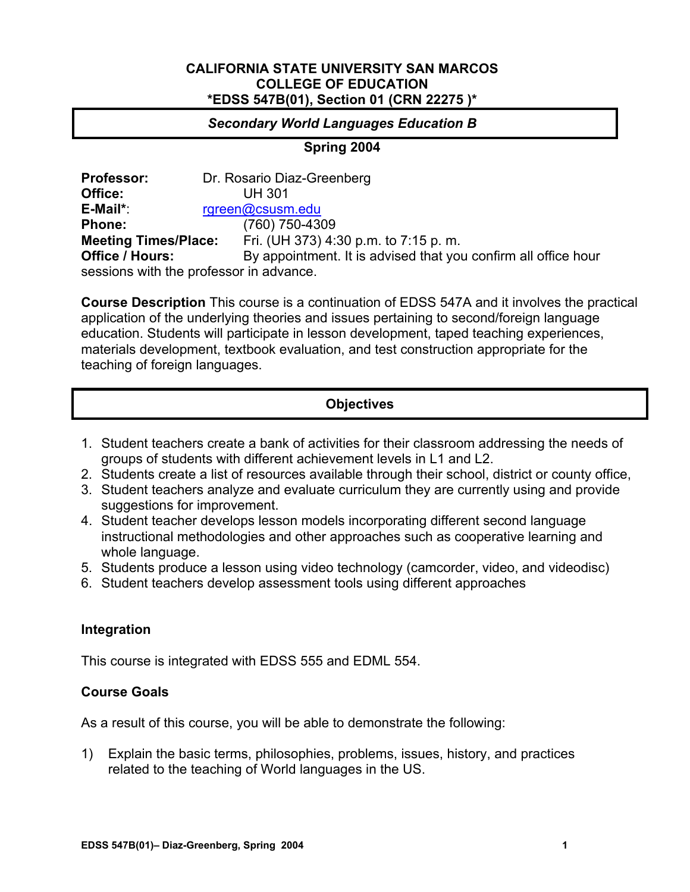# CALIFORNIA STATE UNIVERSITY SAN MARCOS
## COLLEGE OF EDUCATION
### *EDSS 547B(01), Section 01 (CRN 22275 )*

***Secondary World Languages Education B***

**Spring 2004**

**Professor:** Dr. Rosario Diaz-Greenberg
**Office:** UH 301
**E-Mail***: rgreen@csusm.edu
**Phone:** (760) 750-4309
**Meeting Times/Place:** Fri. (UH 373) 4:30 p.m. to 7:15 p. m.
**Office / Hours:** By appointment. It is advised that you confirm all office hour sessions with the professor in advance.

**Course Description** This course is a continuation of EDSS 547A and it involves the practical application of the underlying theories and issues pertaining to second/foreign language education. Students will participate in lesson development, taped teaching experiences, materials development, textbook evaluation, and test construction appropriate for the teaching of foreign languages.

## Objectives

1. Student teachers create a bank of activities for their classroom addressing the needs of groups of students with different achievement levels in L1 and L2.
2. Students create a list of resources available through their school, district or county office,
3. Student teachers analyze and evaluate curriculum they are currently using and provide suggestions for improvement.
4. Student teacher develops lesson models incorporating different second language instructional methodologies and other approaches such as cooperative learning and whole language.
5. Students produce a lesson using video technology (camcorder, video, and videodisc)
6. Student teachers develop assessment tools using different approaches

### Integration

This course is integrated with EDSS 555 and EDML 554.

### Course Goals

As a result of this course, you will be able to demonstrate the following:

1) Explain the basic terms, philosophies, problems, issues, history, and practices related to the teaching of World languages in the US.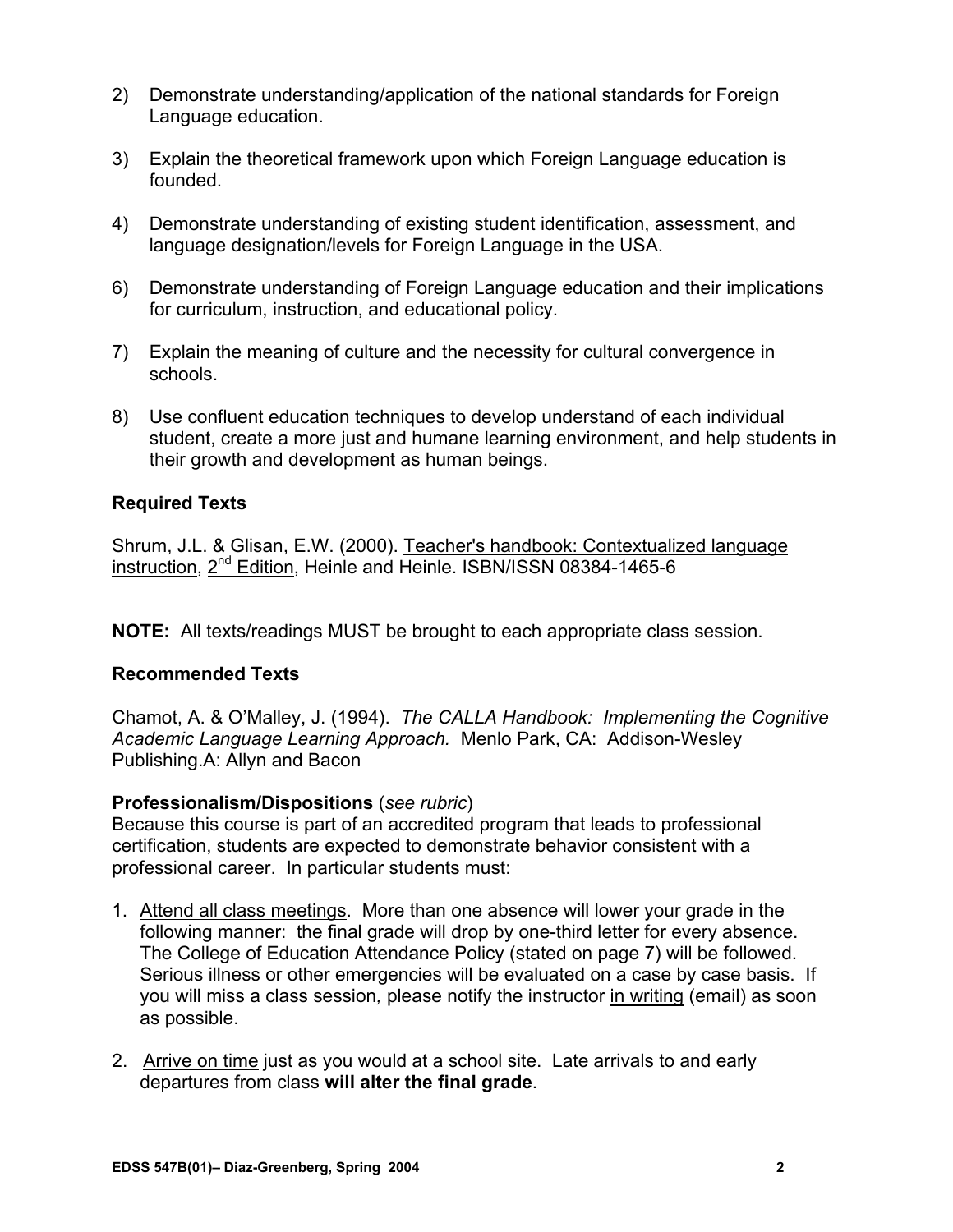2) Demonstrate understanding/application of the national standards for Foreign Language education.

3) Explain the theoretical framework upon which Foreign Language education is founded.

4) Demonstrate understanding of existing student identification, assessment, and language designation/levels for Foreign Language in the USA.

6) Demonstrate understanding of Foreign Language education and their implications for curriculum, instruction, and educational policy.

7) Explain the meaning of culture and the necessity for cultural convergence in schools.

8) Use confluent education techniques to develop understand of each individual student, create a more just and humane learning environment, and help students in their growth and development as human beings.

### Required Texts

Shrum, J.L. & Glisan, E.W. (2000). Teacher's handbook: Contextualized language instruction, 2nd Edition, Heinle and Heinle. ISBN/ISSN 08384-1465-6

**NOTE:** All texts/readings MUST be brought to each appropriate class session.

### Recommended Texts

Chamot, A. & O'Malley, J. (1994). *The CALLA Handbook: Implementing the Cognitive Academic Language Learning Approach.* Menlo Park, CA: Addison-Wesley Publishing.A: Allyn and Bacon

**Professionalism/Dispositions** (*see rubric*)

Because this course is part of an accredited program that leads to professional certification, students are expected to demonstrate behavior consistent with a professional career. In particular students must:

1. Attend all class meetings. More than one absence will lower your grade in the following manner: the final grade will drop by one-third letter for every absence. The College of Education Attendance Policy (stated on page 7) will be followed. Serious illness or other emergencies will be evaluated on a case by case basis. If you will miss a class session, please notify the instructor in writing (email) as soon as possible.

2. Arrive on time just as you would at a school site. Late arrivals to and early departures from class **will alter the final grade**.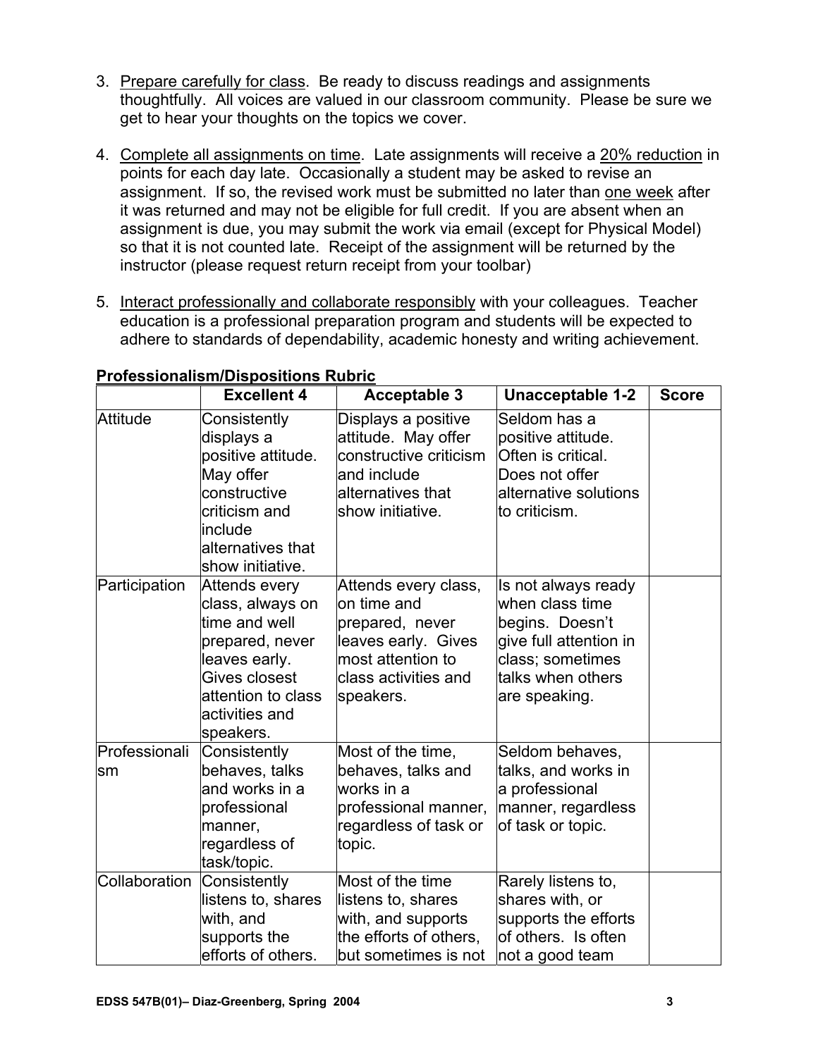3. Prepare carefully for class. Be ready to discuss readings and assignments thoughtfully. All voices are valued in our classroom community. Please be sure we get to hear your thoughts on the topics we cover.

4. Complete all assignments on time. Late assignments will receive a 20% reduction in points for each day late. Occasionally a student may be asked to revise an assignment. If so, the revised work must be submitted no later than one week after it was returned and may not be eligible for full credit. If you are absent when an assignment is due, you may submit the work via email (except for Physical Model) so that it is not counted late. Receipt of the assignment will be returned by the instructor (please request return receipt from your toolbar)

5. Interact professionally and collaborate responsibly with your colleagues. Teacher education is a professional preparation program and students will be expected to adhere to standards of dependability, academic honesty and writing achievement.

**Professionalism/Dispositions Rubric**

| | Excellent 4 | Acceptable 3 | Unacceptable 1-2 | Score |
|---|---|---|---|---|
| Attitude | Consistently displays a positive attitude. May offer constructive criticism and include alternatives that show initiative. | Displays a positive attitude. May offer constructive criticism and include alternatives that show initiative. | Seldom has a positive attitude. Often is critical. Does not offer alternative solutions to criticism. | |
| Participation | Attends every class, always on time and well prepared, never leaves early. Gives closest attention to class activities and speakers. | Attends every class, on time and prepared, never leaves early. Gives most attention to class activities and speakers. | Is not always ready when class time begins. Doesn't give full attention in class; sometimes talks when others are speaking. | |
| Professionalism | Consistently behaves, talks and works in a professional manner, regardless of task/topic. | Most of the time, behaves, talks and works in a professional manner, regardless of task or topic. | Seldom behaves, talks, and works in a professional manner, regardless of task or topic. | |
| Collaboration | Consistently listens to, shares with, and supports the efforts of others. | Most of the time listens to, shares with, and supports the efforts of others, but sometimes is not | Rarely listens to, shares with, or supports the efforts of others. Is often not a good team | |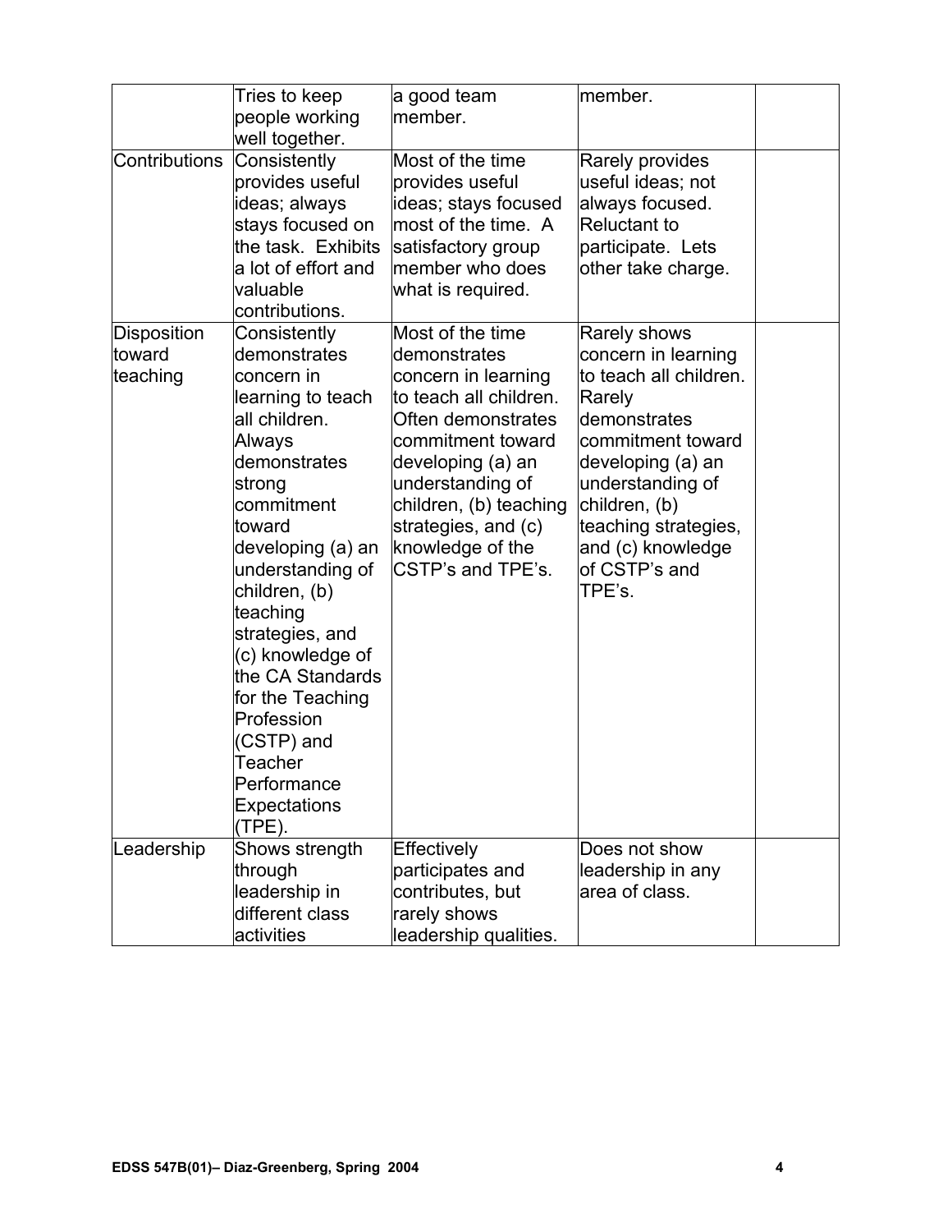| | | | | |
|---|---|---|---|---|
| | Tries to keep people working well together. | a good team member. | member. | |
| Contributions | Consistently provides useful ideas; always stays focused on the task. Exhibits a lot of effort and valuable contributions. | Most of the time provides useful ideas; stays focused most of the time. A satisfactory group member who does what is required. | Rarely provides useful ideas; not always focused. Reluctant to participate. Lets other take charge. | |
| Disposition toward teaching | Consistently demonstrates concern in learning to teach all children. Always demonstrates strong commitment toward developing (a) an understanding of children, (b) teaching strategies, and (c) knowledge of the CA Standards for the Teaching Profession (CSTP) and Teacher Performance Expectations (TPE). | Most of the time demonstrates concern in learning to teach all children. Often demonstrates commitment toward developing (a) an understanding of children, (b) teaching strategies, and (c) knowledge of the CSTP's and TPE's. | Rarely shows concern in learning to teach all children. Rarely demonstrates commitment toward developing (a) an understanding of children, (b) teaching strategies, and (c) knowledge of CSTP's and TPE's. | |
| Leadership | Shows strength through leadership in different class activities | Effectively participates and contributes, but rarely shows leadership qualities. | Does not show leadership in any area of class. | |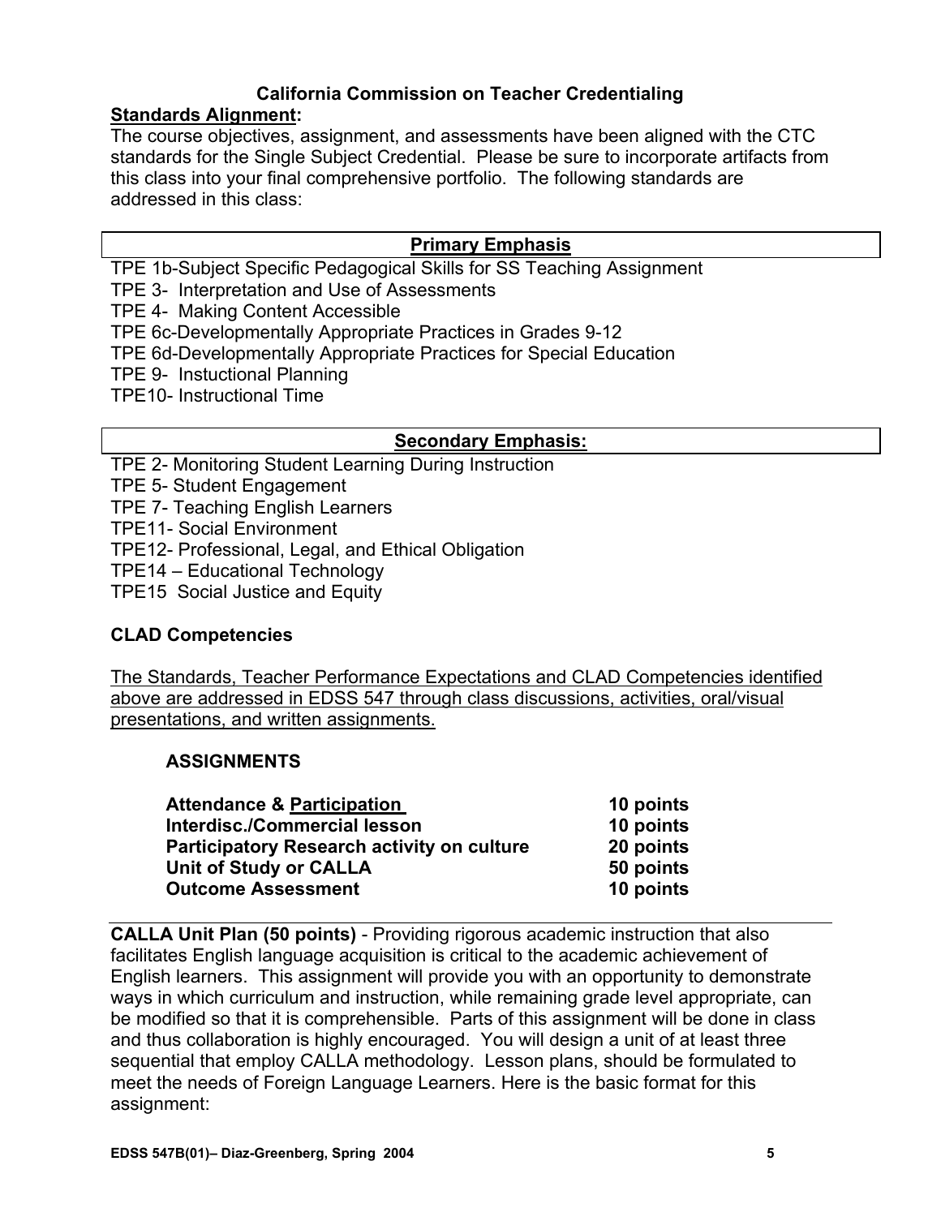**California Commission on Teacher Credentialing**

**<u>Standards Alignment</u>:**

The course objectives, assignment, and assessments have been aligned with the CTC standards for the Single Subject Credential. Please be sure to incorporate artifacts from this class into your final comprehensive portfolio. The following standards are addressed in this class:

| **<u>Primary Emphasis</u>** |
|---|

TPE 1b-Subject Specific Pedagogical Skills for SS Teaching Assignment
TPE 3- Interpretation and Use of Assessments
TPE 4- Making Content Accessible
TPE 6c-Developmentally Appropriate Practices in Grades 9-12
TPE 6d-Developmentally Appropriate Practices for Special Education
TPE 9- Instuctional Planning
TPE10- Instructional Time

| **<u>Secondary Emphasis:</u>** |
|---|

TPE 2- Monitoring Student Learning During Instruction
TPE 5- Student Engagement
TPE 7- Teaching English Learners
TPE11- Social Environment
TPE12- Professional, Legal, and Ethical Obligation
TPE14 – Educational Technology
TPE15 Social Justice and Equity

**CLAD Competencies**

<u>The Standards, Teacher Performance Expectations and CLAD Competencies identified above are addressed in EDSS 547 through class discussions, activities, oral/visual presentations, and written assignments.</u>

**ASSIGNMENTS**

| | |
|---|---|
| **Attendance & <u>Participation</u>** | **10 points** |
| **Interdisc./Commercial lesson** | **10 points** |
| **Participatory Research activity on culture** | **20 points** |
| **Unit of Study or CALLA** | **50 points** |
| **Outcome Assessment** | **10 points** |

**CALLA Unit Plan (50 points)** - Providing rigorous academic instruction that also facilitates English language acquisition is critical to the academic achievement of English learners. This assignment will provide you with an opportunity to demonstrate ways in which curriculum and instruction, while remaining grade level appropriate, can be modified so that it is comprehensible. Parts of this assignment will be done in class and thus collaboration is highly encouraged. You will design a unit of at least three sequential that employ CALLA methodology. Lesson plans, should be formulated to meet the needs of Foreign Language Learners. Here is the basic format for this assignment: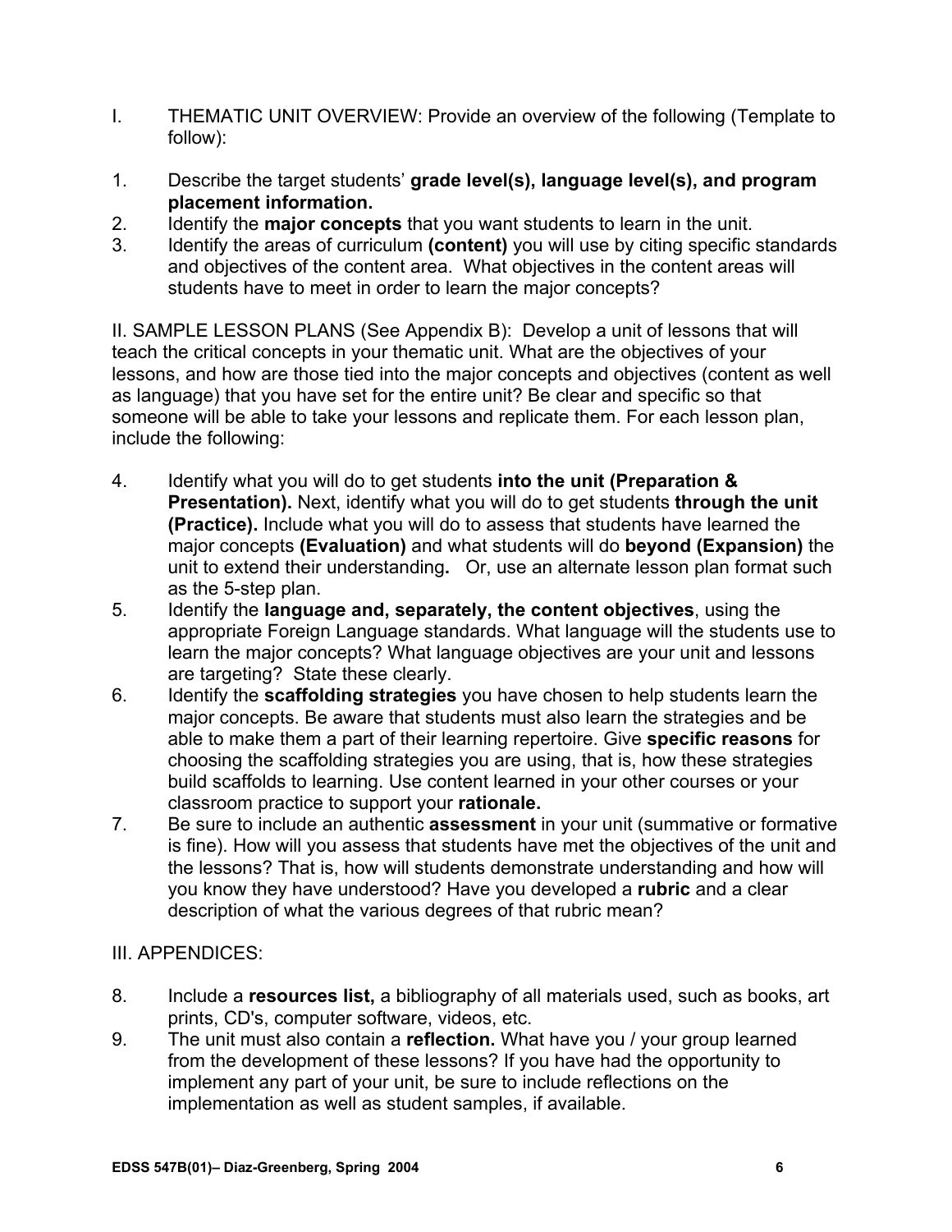I. THEMATIC UNIT OVERVIEW: Provide an overview of the following (Template to follow):

1. Describe the target students' **grade level(s), language level(s), and program placement information.**
2. Identify the **major concepts** that you want students to learn in the unit.
3. Identify the areas of curriculum **(content)** you will use by citing specific standards and objectives of the content area. What objectives in the content areas will students have to meet in order to learn the major concepts?

II. SAMPLE LESSON PLANS (See Appendix B): Develop a unit of lessons that will teach the critical concepts in your thematic unit. What are the objectives of your lessons, and how are those tied into the major concepts and objectives (content as well as language) that you have set for the entire unit? Be clear and specific so that someone will be able to take your lessons and replicate them. For each lesson plan, include the following:

4. Identify what you will do to get students **into the unit (Preparation & Presentation).** Next, identify what you will do to get students **through the unit (Practice).** Include what you will do to assess that students have learned the major concepts **(Evaluation)** and what students will do **beyond (Expansion)** the unit to extend their understanding**.** Or, use an alternate lesson plan format such as the 5-step plan.
5. Identify the **language and, separately, the content objectives**, using the appropriate Foreign Language standards. What language will the students use to learn the major concepts? What language objectives are your unit and lessons are targeting? State these clearly.
6. Identify the **scaffolding strategies** you have chosen to help students learn the major concepts. Be aware that students must also learn the strategies and be able to make them a part of their learning repertoire. Give **specific reasons** for choosing the scaffolding strategies you are using, that is, how these strategies build scaffolds to learning. Use content learned in your other courses or your classroom practice to support your **rationale.**
7. Be sure to include an authentic **assessment** in your unit (summative or formative is fine). How will you assess that students have met the objectives of the unit and the lessons? That is, how will students demonstrate understanding and how will you know they have understood? Have you developed a **rubric** and a clear description of what the various degrees of that rubric mean?

III. APPENDICES:

8. Include a **resources list,** a bibliography of all materials used, such as books, art prints, CD's, computer software, videos, etc.
9. The unit must also contain a **reflection.** What have you / your group learned from the development of these lessons? If you have had the opportunity to implement any part of your unit, be sure to include reflections on the implementation as well as student samples, if available.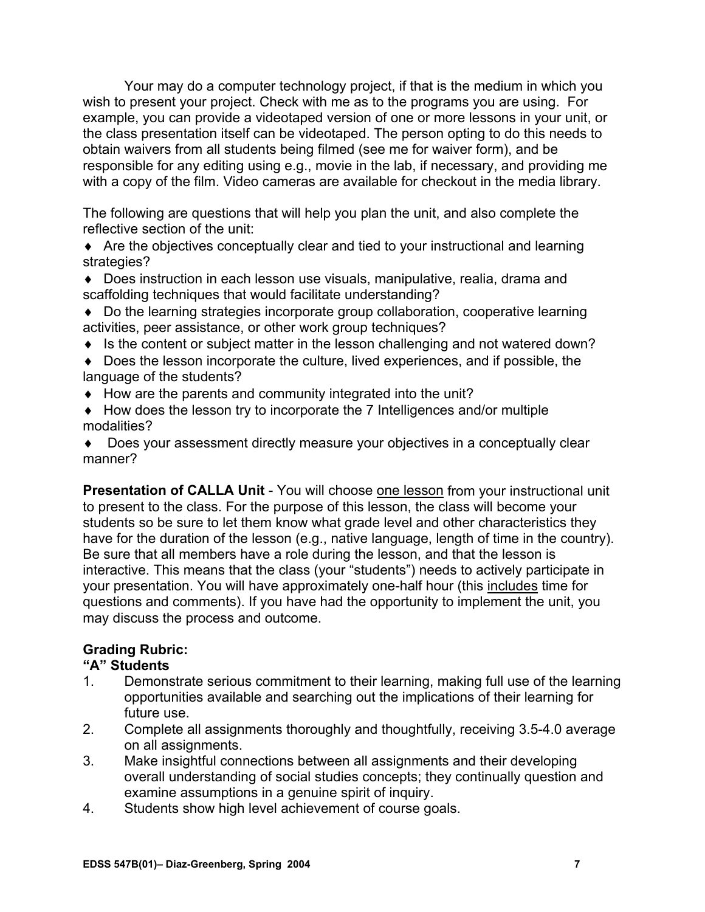Your may do a computer technology project, if that is the medium in which you wish to present your project. Check with me as to the programs you are using. For example, you can provide a videotaped version of one or more lessons in your unit, or the class presentation itself can be videotaped. The person opting to do this needs to obtain waivers from all students being filmed (see me for waiver form), and be responsible for any editing using e.g., movie in the lab, if necessary, and providing me with a copy of the film. Video cameras are available for checkout in the media library.

The following are questions that will help you plan the unit, and also complete the reflective section of the unit:

- ♦ Are the objectives conceptually clear and tied to your instructional and learning strategies?
- ♦ Does instruction in each lesson use visuals, manipulative, realia, drama and scaffolding techniques that would facilitate understanding?
- ♦ Do the learning strategies incorporate group collaboration, cooperative learning activities, peer assistance, or other work group techniques?
- ♦ Is the content or subject matter in the lesson challenging and not watered down?
- ♦ Does the lesson incorporate the culture, lived experiences, and if possible, the language of the students?
- ♦ How are the parents and community integrated into the unit?
- ♦ How does the lesson try to incorporate the 7 Intelligences and/or multiple modalities?
- ♦ Does your assessment directly measure your objectives in a conceptually clear manner?

**Presentation of CALLA Unit** - You will choose one lesson from your instructional unit to present to the class. For the purpose of this lesson, the class will become your students so be sure to let them know what grade level and other characteristics they have for the duration of the lesson (e.g., native language, length of time in the country). Be sure that all members have a role during the lesson, and that the lesson is interactive. This means that the class (your "students") needs to actively participate in your presentation. You will have approximately one-half hour (this includes time for questions and comments). If you have had the opportunity to implement the unit, you may discuss the process and outcome.

**Grading Rubric:**

**"A" Students**

1. Demonstrate serious commitment to their learning, making full use of the learning opportunities available and searching out the implications of their learning for future use.
2. Complete all assignments thoroughly and thoughtfully, receiving 3.5-4.0 average on all assignments.
3. Make insightful connections between all assignments and their developing overall understanding of social studies concepts; they continually question and examine assumptions in a genuine spirit of inquiry.
4. Students show high level achievement of course goals.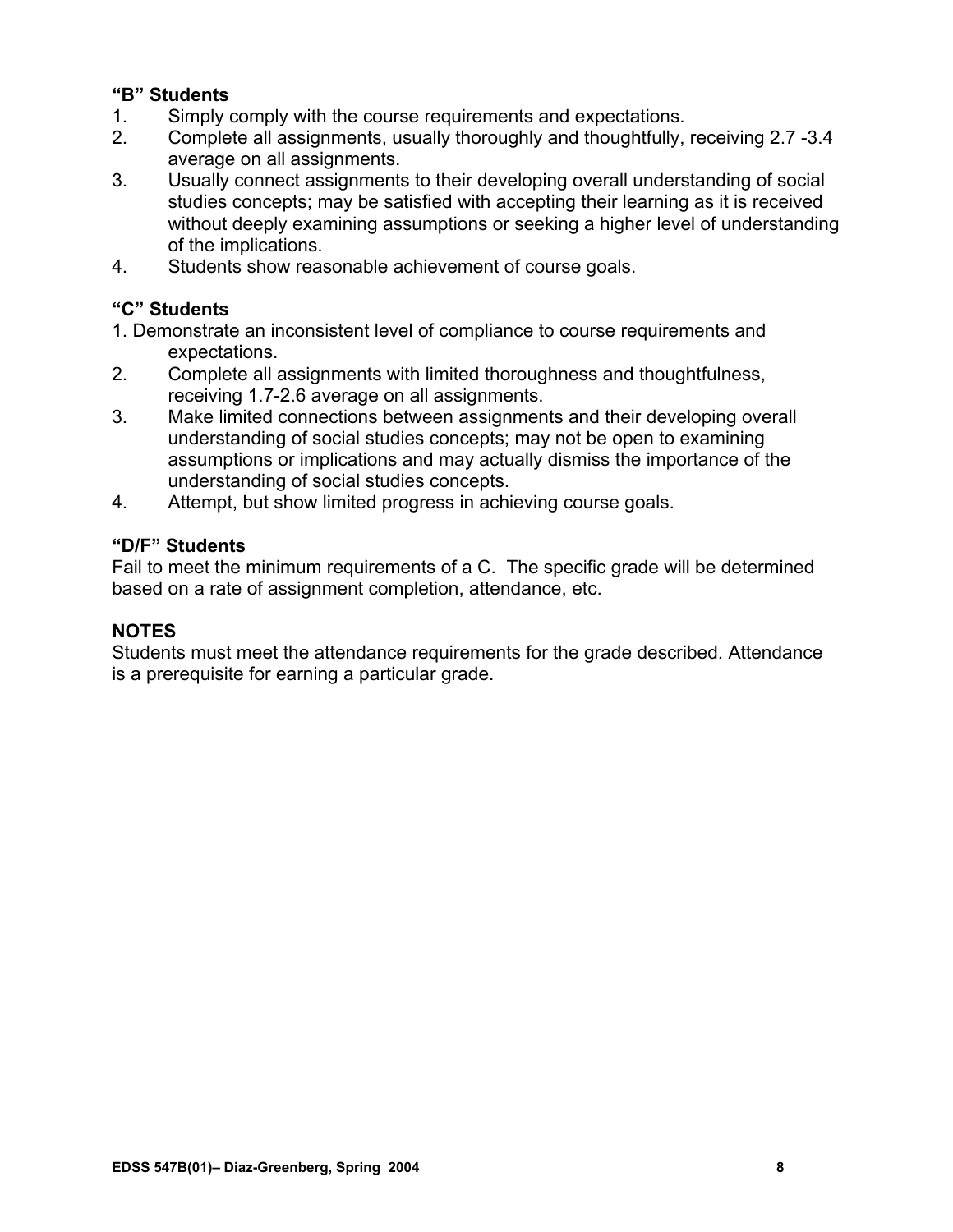**"B" Students**

1. Simply comply with the course requirements and expectations.
2. Complete all assignments, usually thoroughly and thoughtfully, receiving 2.7 -3.4 average on all assignments.
3. Usually connect assignments to their developing overall understanding of social studies concepts; may be satisfied with accepting their learning as it is received without deeply examining assumptions or seeking a higher level of understanding of the implications.
4. Students show reasonable achievement of course goals.

**"C" Students**

1. Demonstrate an inconsistent level of compliance to course requirements and expectations.
2. Complete all assignments with limited thoroughness and thoughtfulness, receiving 1.7-2.6 average on all assignments.
3. Make limited connections between assignments and their developing overall understanding of social studies concepts; may not be open to examining assumptions or implications and may actually dismiss the importance of the understanding of social studies concepts.
4. Attempt, but show limited progress in achieving course goals.

**"D/F" Students**

Fail to meet the minimum requirements of a C. The specific grade will be determined based on a rate of assignment completion, attendance, etc.

**NOTES**

Students must meet the attendance requirements for the grade described. Attendance is a prerequisite for earning a particular grade.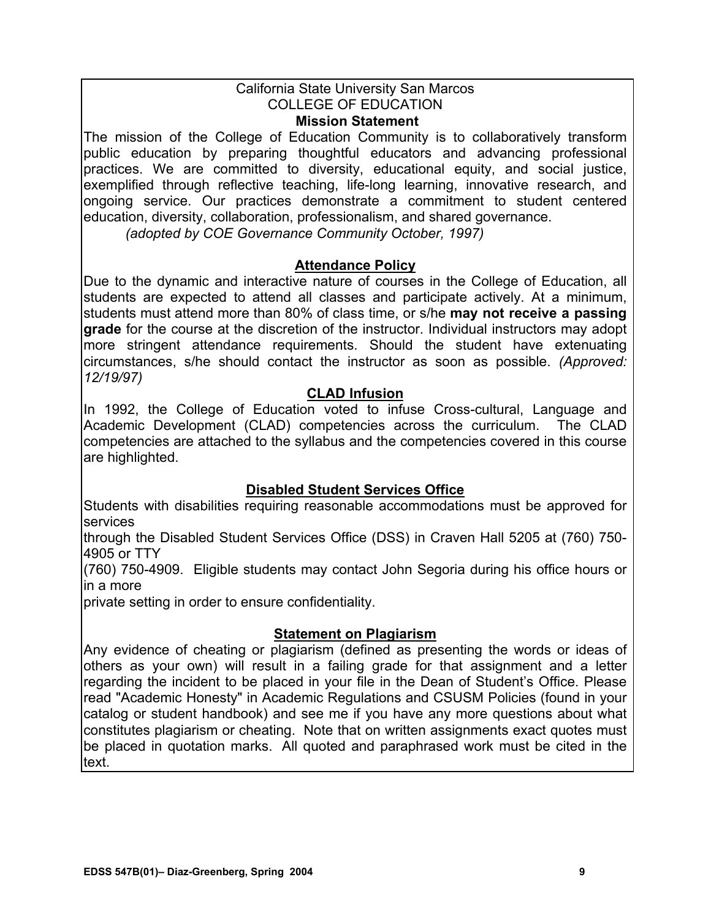California State University San Marcos
COLLEGE OF EDUCATION

**Mission Statement**

The mission of the College of Education Community is to collaboratively transform public education by preparing thoughtful educators and advancing professional practices. We are committed to diversity, educational equity, and social justice, exemplified through reflective teaching, life-long learning, innovative research, and ongoing service. Our practices demonstrate a commitment to student centered education, diversity, collaboration, professionalism, and shared governance.

*(adopted by COE Governance Community October, 1997)*

**Attendance Policy**

Due to the dynamic and interactive nature of courses in the College of Education, all students are expected to attend all classes and participate actively. At a minimum, students must attend more than 80% of class time, or s/he **may not receive a passing grade** for the course at the discretion of the instructor. Individual instructors may adopt more stringent attendance requirements. Should the student have extenuating circumstances, s/he should contact the instructor as soon as possible. *(Approved: 12/19/97)*

**CLAD Infusion**

In 1992, the College of Education voted to infuse Cross-cultural, Language and Academic Development (CLAD) competencies across the curriculum. The CLAD competencies are attached to the syllabus and the competencies covered in this course are highlighted.

**Disabled Student Services Office**

Students with disabilities requiring reasonable accommodations must be approved for services through the Disabled Student Services Office (DSS) in Craven Hall 5205 at (760) 750-4905 or TTY (760) 750-4909. Eligible students may contact John Segoria during his office hours or in a more private setting in order to ensure confidentiality.

**Statement on Plagiarism**

Any evidence of cheating or plagiarism (defined as presenting the words or ideas of others as your own) will result in a failing grade for that assignment and a letter regarding the incident to be placed in your file in the Dean of Student's Office. Please read "Academic Honesty" in Academic Regulations and CSUSM Policies (found in your catalog or student handbook) and see me if you have any more questions about what constitutes plagiarism or cheating. Note that on written assignments exact quotes must be placed in quotation marks. All quoted and paraphrased work must be cited in the text.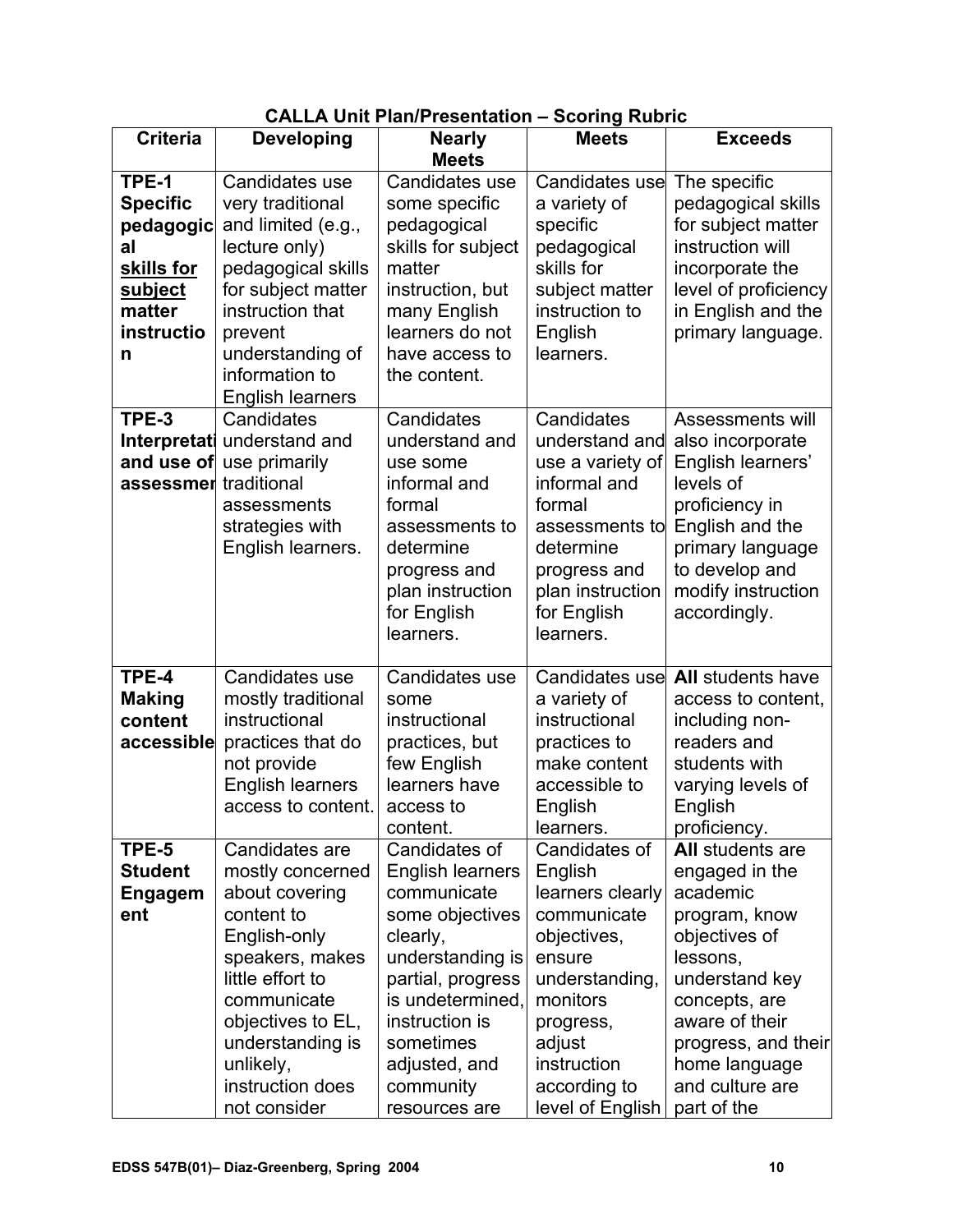**CALLA Unit Plan/Presentation – Scoring Rubric**

| Criteria | Developing | Nearly Meets | Meets | Exceeds |
|---|---|---|---|---|
| **TPE-1 Specific pedagogical <u>skills for subject</u> matter instruction** | Candidates use very traditional and limited (e.g., lecture only) pedagogical skills for subject matter instruction that prevent understanding of information to English learners | Candidates use some specific pedagogical skills for subject matter instruction, but many English learners do not have access to the content. | Candidates use a variety of specific pedagogical skills for subject matter instruction to English learners. | The specific pedagogical skills for subject matter instruction will incorporate the level of proficiency in English and the primary language. |
| **TPE-3 Interpretation and use of assessments** | Candidates understand and use primarily traditional assessments strategies with English learners. | Candidates understand and use some informal and formal assessments to determine progress and plan instruction for English learners. | Candidates understand and use a variety of informal and formal assessments to determine progress and plan instruction for English learners. | Assessments will also incorporate English learners' levels of proficiency in English and the primary language to develop and modify instruction accordingly. |
| **TPE-4 Making content accessible** | Candidates use mostly traditional instructional practices that do not provide English learners access to content. | Candidates use some instructional practices, but few English learners have access to content. | Candidates use a variety of instructional practices to make content accessible to English learners. | **All** students have access to content, including non-readers and students with varying levels of English proficiency. |
| **TPE-5 Student Engagement** | Candidates are mostly concerned about covering content to English-only speakers, makes little effort to communicate objectives to EL, understanding is unlikely, instruction does not consider | Candidates of English learners communicate some objectives clearly, understanding is partial, progress is undetermined, instruction is sometimes adjusted, and community resources are | Candidates of English learners clearly communicate objectives, ensure understanding, monitors progress, adjust instruction according to level of English | **All** students are engaged in the academic program, know objectives of lessons, understand key concepts, are aware of their progress, and their home language and culture are part of the |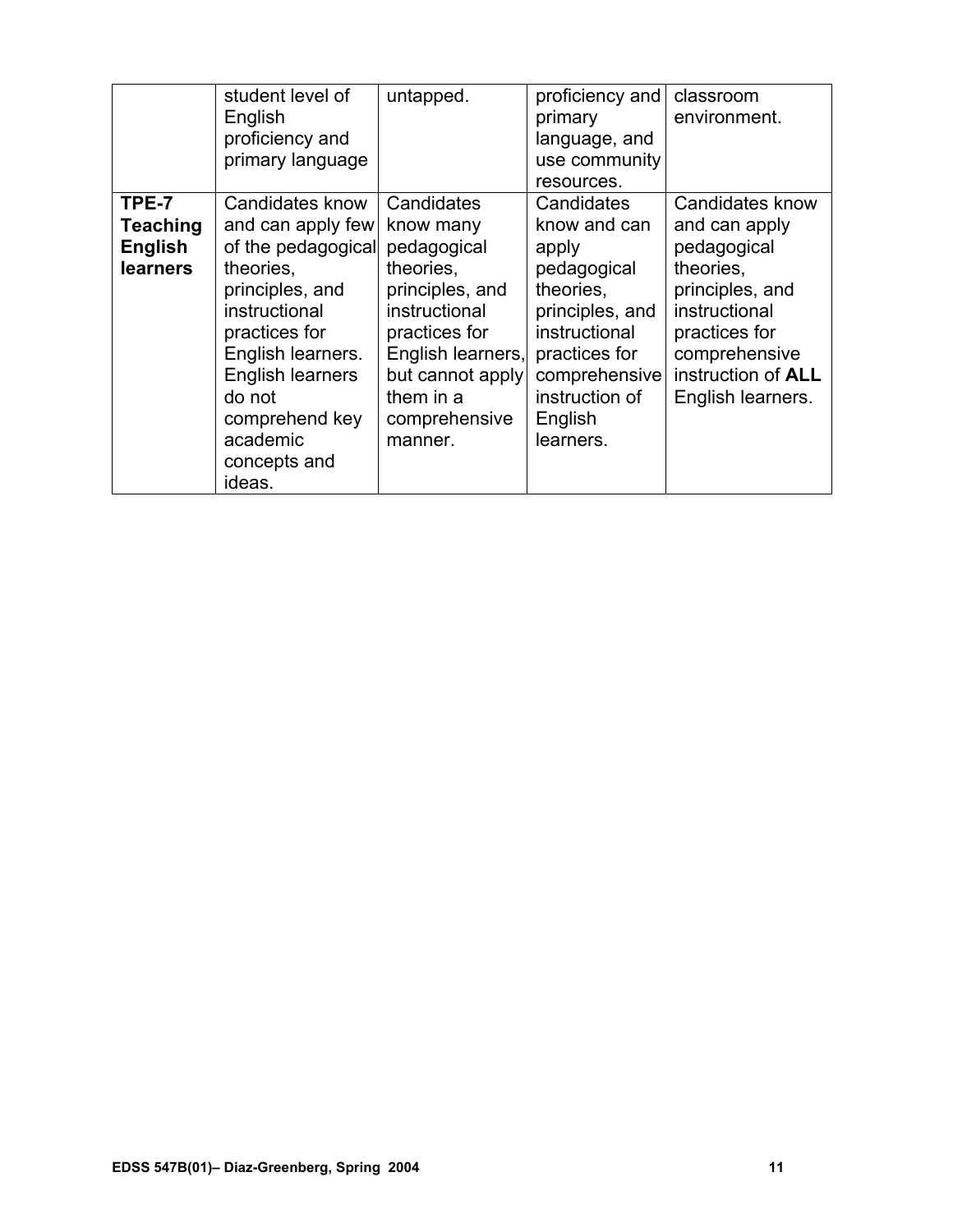| | | | | |
|---|---|---|---|---|
| | student level of English proficiency and primary language | untapped. | proficiency and primary language, and use community resources. | classroom environment. |
| **TPE-7 Teaching English learners** | Candidates know and can apply few of the pedagogical theories, principles, and instructional practices for English learners. English learners do not comprehend key academic concepts and ideas. | Candidates know many pedagogical theories, principles, and instructional practices for English learners, but cannot apply them in a comprehensive manner. | Candidates know and can apply pedagogical theories, principles, and instructional practices for comprehensive instruction of English learners. | Candidates know and can apply pedagogical theories, principles, and instructional practices for comprehensive instruction of **ALL** English learners. |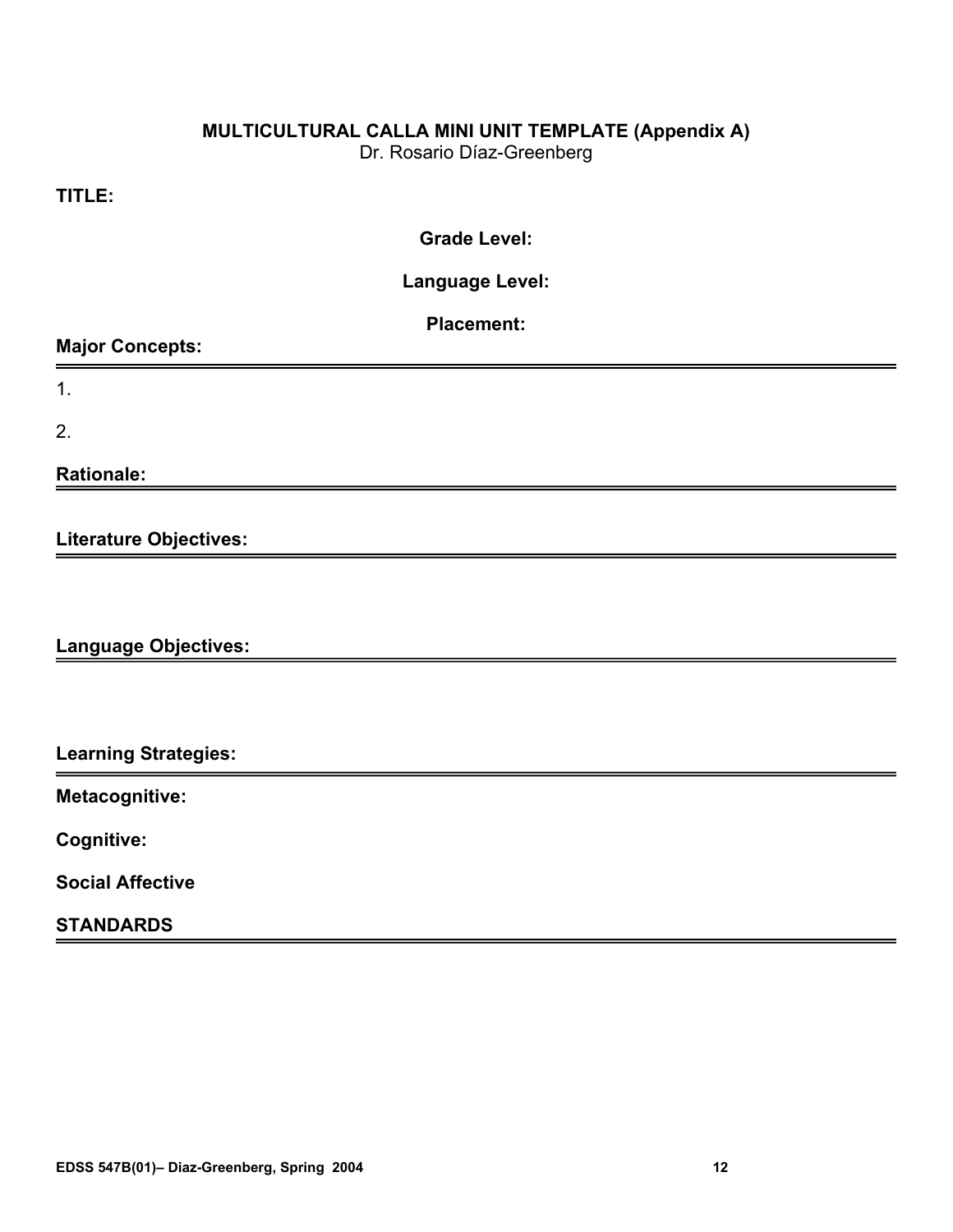**MULTICULTURAL CALLA MINI UNIT TEMPLATE (Appendix A)**
Dr. Rosario Díaz-Greenberg

**TITLE:**

**Grade Level:**

**Language Level:**

**Placement:**

**Major Concepts:**

1.

2.

**Rationale:**

**Literature Objectives:**

**Language Objectives:**

**Learning Strategies:**

**Metacognitive:**

**Cognitive:**

**Social Affective**

**STANDARDS**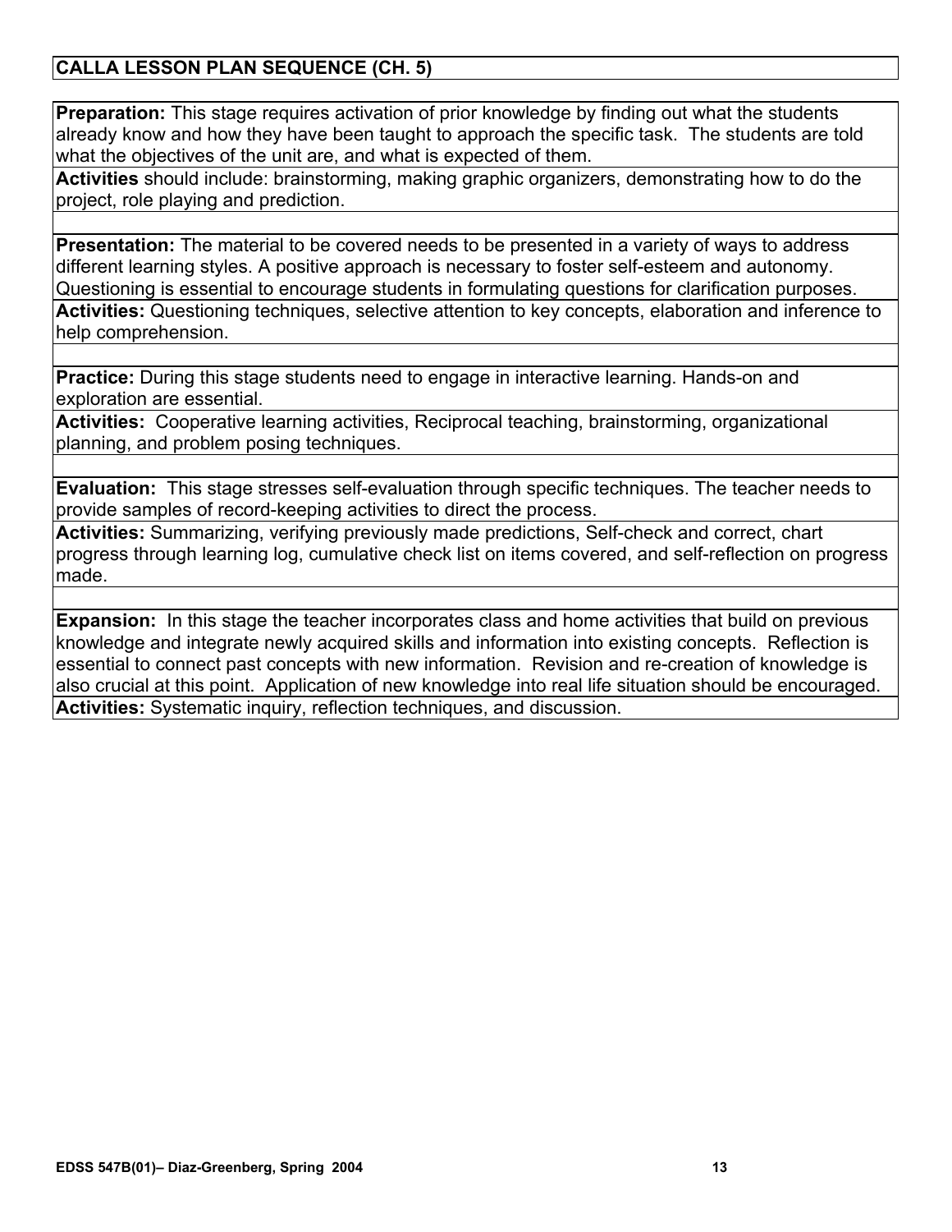## CALLA LESSON PLAN SEQUENCE (CH. 5)

**Preparation:** This stage requires activation of prior knowledge by finding out what the students already know and how they have been taught to approach the specific task. The students are told what the objectives of the unit are, and what is expected of them.

**Activities** should include: brainstorming, making graphic organizers, demonstrating how to do the project, role playing and prediction.

**Presentation:** The material to be covered needs to be presented in a variety of ways to address different learning styles. A positive approach is necessary to foster self-esteem and autonomy. Questioning is essential to encourage students in formulating questions for clarification purposes.

**Activities:** Questioning techniques, selective attention to key concepts, elaboration and inference to help comprehension.

**Practice:** During this stage students need to engage in interactive learning. Hands-on and exploration are essential.

**Activities:** Cooperative learning activities, Reciprocal teaching, brainstorming, organizational planning, and problem posing techniques.

**Evaluation:** This stage stresses self-evaluation through specific techniques. The teacher needs to provide samples of record-keeping activities to direct the process.

**Activities:** Summarizing, verifying previously made predictions, Self-check and correct, chart progress through learning log, cumulative check list on items covered, and self-reflection on progress made.

**Expansion:** In this stage the teacher incorporates class and home activities that build on previous knowledge and integrate newly acquired skills and information into existing concepts. Reflection is essential to connect past concepts with new information. Revision and re-creation of knowledge is also crucial at this point. Application of new knowledge into real life situation should be encouraged.

**Activities:** Systematic inquiry, reflection techniques, and discussion.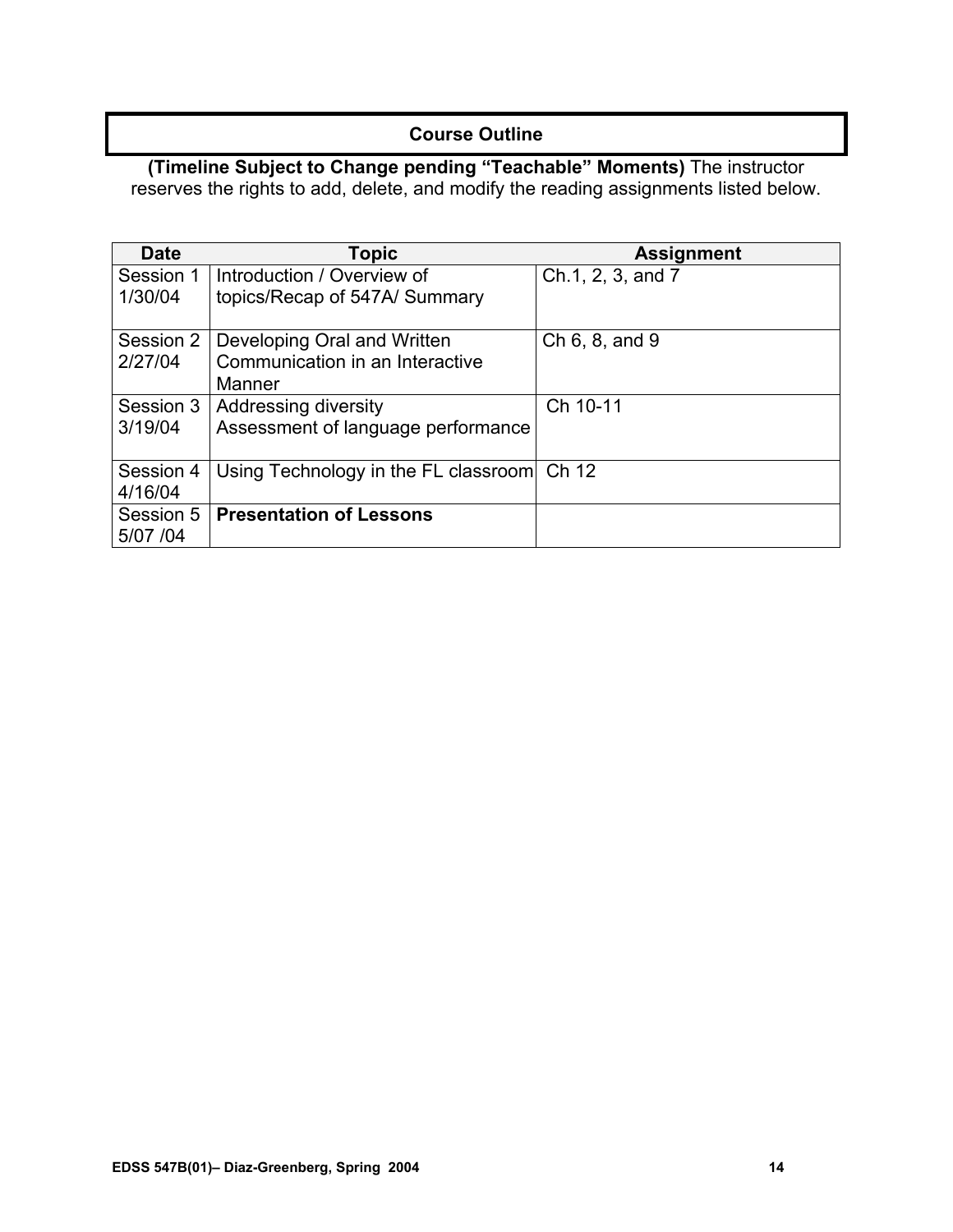## Course Outline

**(Timeline Subject to Change pending "Teachable" Moments)** The instructor reserves the rights to add, delete, and modify the reading assignments listed below.

| Date | Topic | Assignment |
|---|---|---|
| Session 1 1/30/04 | Introduction / Overview of topics/Recap of 547A/ Summary | Ch.1, 2, 3, and 7 |
| Session 2 2/27/04 | Developing Oral and Written Communication in an Interactive Manner | Ch 6, 8, and 9 |
| Session 3 3/19/04 | Addressing diversity<br>Assessment of language performance | Ch 10-11 |
| Session 4 4/16/04 | Using Technology in the FL classroom | Ch 12 |
| Session 5 5/07 /04 | **Presentation of Lessons** | |